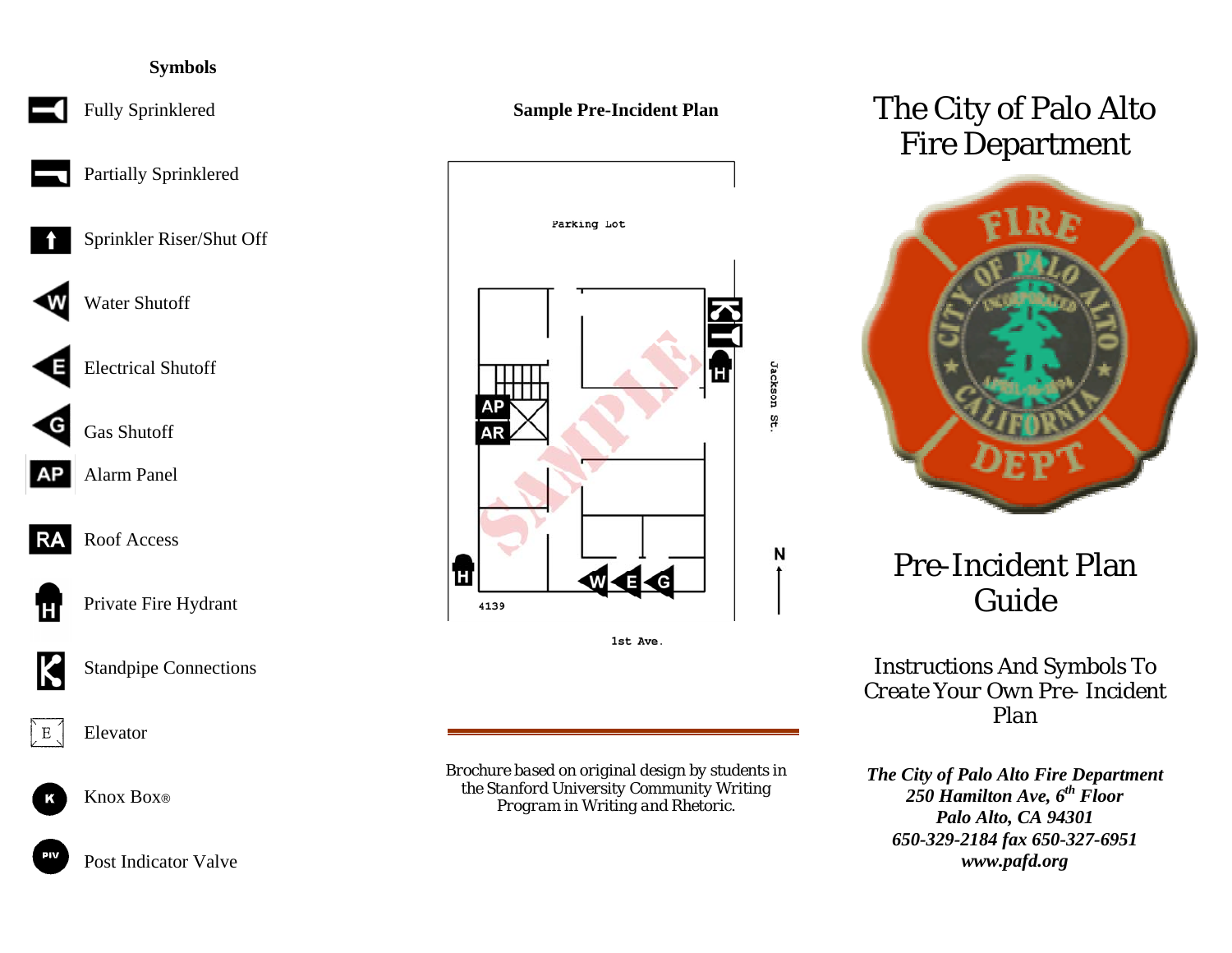## Symbols

- Fully Sprinklered
- Partially Sprinklered
- Sprinkler Riser/Shut Off
- Water Shutoff
- Electrical Shutoff
- Gas Shutoff
- Alarm Panel
- Roof Access
- Private Fire Hydrant
- Standpipe Connections
- Elevator
- Knox Box®
- Post Indicator Valve

## Sample Pre-Incident Plan

Parking Lot

Jackson St.

4139

1st Ave.

Brochure based on original design by students in the Stanford University Community Writing Program in Writing and Rhetoric.

# The City of Palo Alto Fire Department

# Pre-Incident Plan Guide

Instructions And Symbols To Create Your Own Pre- Incident Plan

***The City of Palo Alto Fire Department***
***250 Hamilton Ave, 6th Floor***
***Palo Alto, CA 94301***
***650-329-2184 fax 650-327-6951***
***www.pafd.org***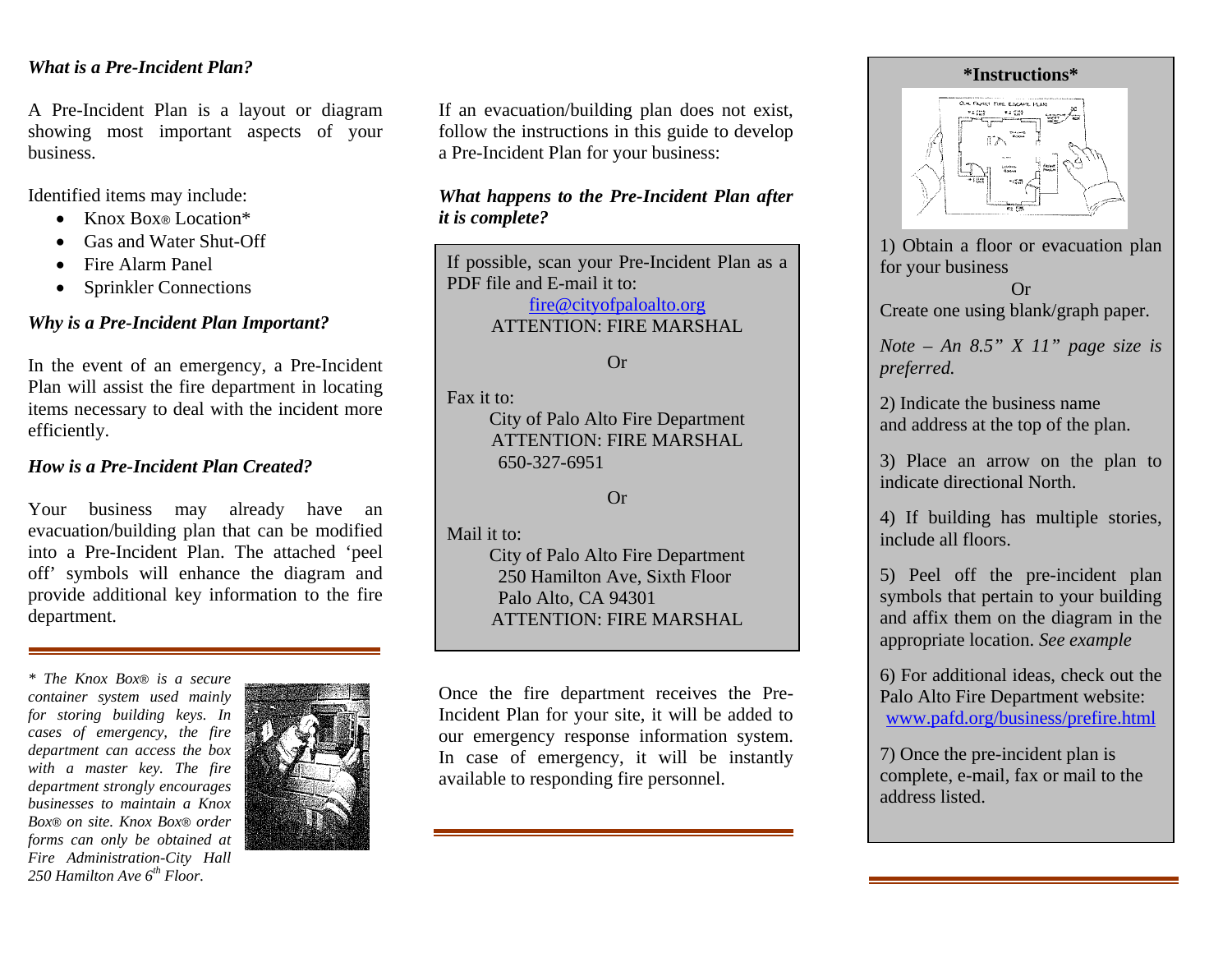***What is a Pre-Incident Plan?***

A Pre-Incident Plan is a layout or diagram showing most important aspects of your business.

Identified items may include:

- Knox Box® Location*
- Gas and Water Shut-Off
- Fire Alarm Panel
- Sprinkler Connections

***Why is a Pre-Incident Plan Important?***

In the event of an emergency, a Pre-Incident Plan will assist the fire department in locating items necessary to deal with the incident more efficiently.

***How is a Pre-Incident Plan Created?***

Your business may already have an evacuation/building plan that can be modified into a Pre-Incident Plan. The attached 'peel off' symbols will enhance the diagram and provide additional key information to the fire department.

*\* The Knox Box® is a secure container system used mainly for storing building keys. In cases of emergency, the fire department can access the box with a master key. The fire department strongly encourages businesses to maintain a Knox Box® on site. Knox Box® order forms can only be obtained at Fire Administration-City Hall 250 Hamilton Ave 6th Floor.*

If an evacuation/building plan does not exist, follow the instructions in this guide to develop a Pre-Incident Plan for your business:

***What happens to the Pre-Incident Plan after it is complete?***

If possible, scan your Pre-Incident Plan as a PDF file and E-mail it to:
fire@cityofpaloalto.org
ATTENTION: FIRE MARSHAL

Or

Fax it to:
City of Palo Alto Fire Department
ATTENTION: FIRE MARSHAL
650-327-6951

Or

Mail it to:
City of Palo Alto Fire Department
250 Hamilton Ave, Sixth Floor
Palo Alto, CA 94301
ATTENTION: FIRE MARSHAL

Once the fire department receives the Pre-Incident Plan for your site, it will be added to our emergency response information system. In case of emergency, it will be instantly available to responding fire personnel.

**\*Instructions\***

1) Obtain a floor or evacuation plan for your business
Or
Create one using blank/graph paper.

*Note – An 8.5" X 11" page size is preferred.*

2) Indicate the business name and address at the top of the plan.

3) Place an arrow on the plan to indicate directional North.

4) If building has multiple stories, include all floors.

5) Peel off the pre-incident plan symbols that pertain to your building and affix them on the diagram in the appropriate location. *See example*

6) For additional ideas, check out the Palo Alto Fire Department website:
www.pafd.org/business/prefire.html

7) Once the pre-incident plan is complete, e-mail, fax or mail to the address listed.